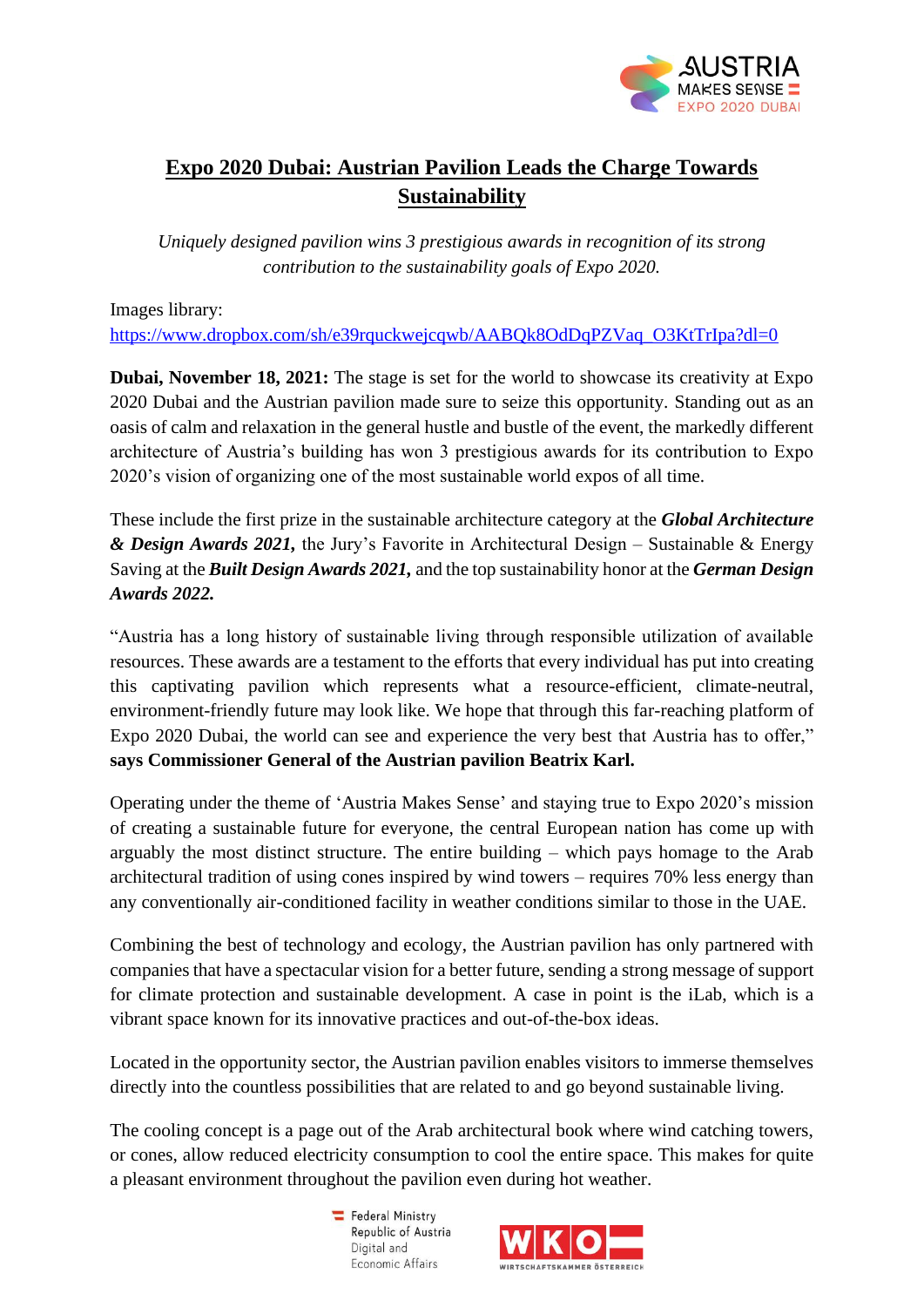# Expo 2020 Dubai: Austrian Pavilion Leads the Charge Towards Sustainability

*Uniquely designed pavilion wins 3 prestigious awards in recognition of its strong contribution to the sustainability goals of Expo 2020.*

Images library:
https://www.dropbox.com/sh/e39rquckwejcqwb/AABQk8OdDqPZVaq_O3KtTrIpa?dl=0

**Dubai, November 18, 2021:** The stage is set for the world to showcase its creativity at Expo 2020 Dubai and the Austrian pavilion made sure to seize this opportunity. Standing out as an oasis of calm and relaxation in the general hustle and bustle of the event, the markedly different architecture of Austria's building has won 3 prestigious awards for its contribution to Expo 2020's vision of organizing one of the most sustainable world expos of all time.

These include the first prize in the sustainable architecture category at the ***Global Architecture & Design Awards 2021,*** the Jury's Favorite in Architectural Design – Sustainable & Energy Saving at the ***Built Design Awards 2021,*** and the top sustainability honor at the ***German Design Awards 2022.***

"Austria has a long history of sustainable living through responsible utilization of available resources. These awards are a testament to the efforts that every individual has put into creating this captivating pavilion which represents what a resource-efficient, climate-neutral, environment-friendly future may look like. We hope that through this far-reaching platform of Expo 2020 Dubai, the world can see and experience the very best that Austria has to offer," **says Commissioner General of the Austrian pavilion Beatrix Karl.**

Operating under the theme of 'Austria Makes Sense' and staying true to Expo 2020's mission of creating a sustainable future for everyone, the central European nation has come up with arguably the most distinct structure. The entire building – which pays homage to the Arab architectural tradition of using cones inspired by wind towers – requires 70% less energy than any conventionally air-conditioned facility in weather conditions similar to those in the UAE.

Combining the best of technology and ecology, the Austrian pavilion has only partnered with companies that have a spectacular vision for a better future, sending a strong message of support for climate protection and sustainable development. A case in point is the iLab, which is a vibrant space known for its innovative practices and out-of-the-box ideas.

Located in the opportunity sector, the Austrian pavilion enables visitors to immerse themselves directly into the countless possibilities that are related to and go beyond sustainable living.

The cooling concept is a page out of the Arab architectural book where wind catching towers, or cones, allow reduced electricity consumption to cool the entire space. This makes for quite a pleasant environment throughout the pavilion even during hot weather.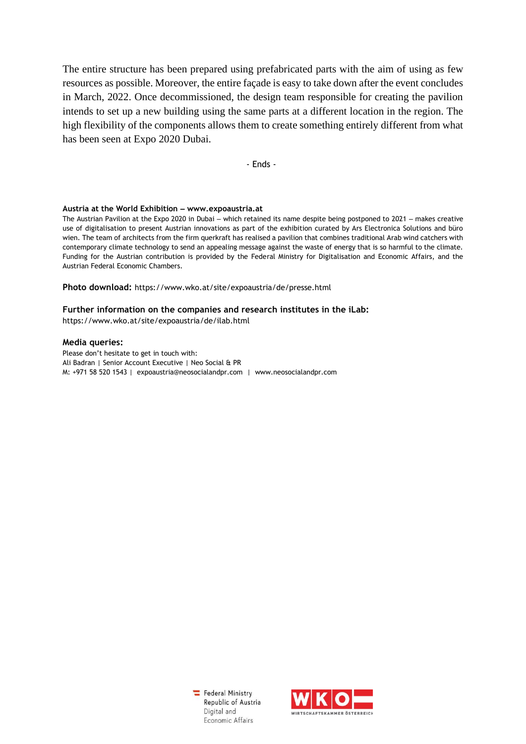The entire structure has been prepared using prefabricated parts with the aim of using as few resources as possible. Moreover, the entire façade is easy to take down after the event concludes in March, 2022. Once decommissioned, the design team responsible for creating the pavilion intends to set up a new building using the same parts at a different location in the region. The high flexibility of the components allows them to create something entirely different from what has been seen at Expo 2020 Dubai.

- Ends -

**Austria at the World Exhibition – www.expoaustria.at**

The Austrian Pavilion at the Expo 2020 in Dubai – which retained its name despite being postponed to 2021 – makes creative use of digitalisation to present Austrian innovations as part of the exhibition curated by Ars Electronica Solutions and büro wien. The team of architects from the firm querkraft has realised a pavilion that combines traditional Arab wind catchers with contemporary climate technology to send an appealing message against the waste of energy that is so harmful to the climate. Funding for the Austrian contribution is provided by the Federal Ministry for Digitalisation and Economic Affairs, and the Austrian Federal Economic Chambers.

**Photo download:** https://www.wko.at/site/expoaustria/de/presse.html

**Further information on the companies and research institutes in the iLab:**
https://www.wko.at/site/expoaustria/de/ilab.html

**Media queries:**

Please don't hesitate to get in touch with:
Ali Badran | Senior Account Executive | Neo Social & PR
M: +971 58 520 1543 | expoaustria@neosocialandpr.com | www.neosocialandpr.com

Federal Ministry
Republic of Austria
Digital and
Economic Affairs

WKO
WIRTSCHAFTSKAMMER ÖSTERREICH